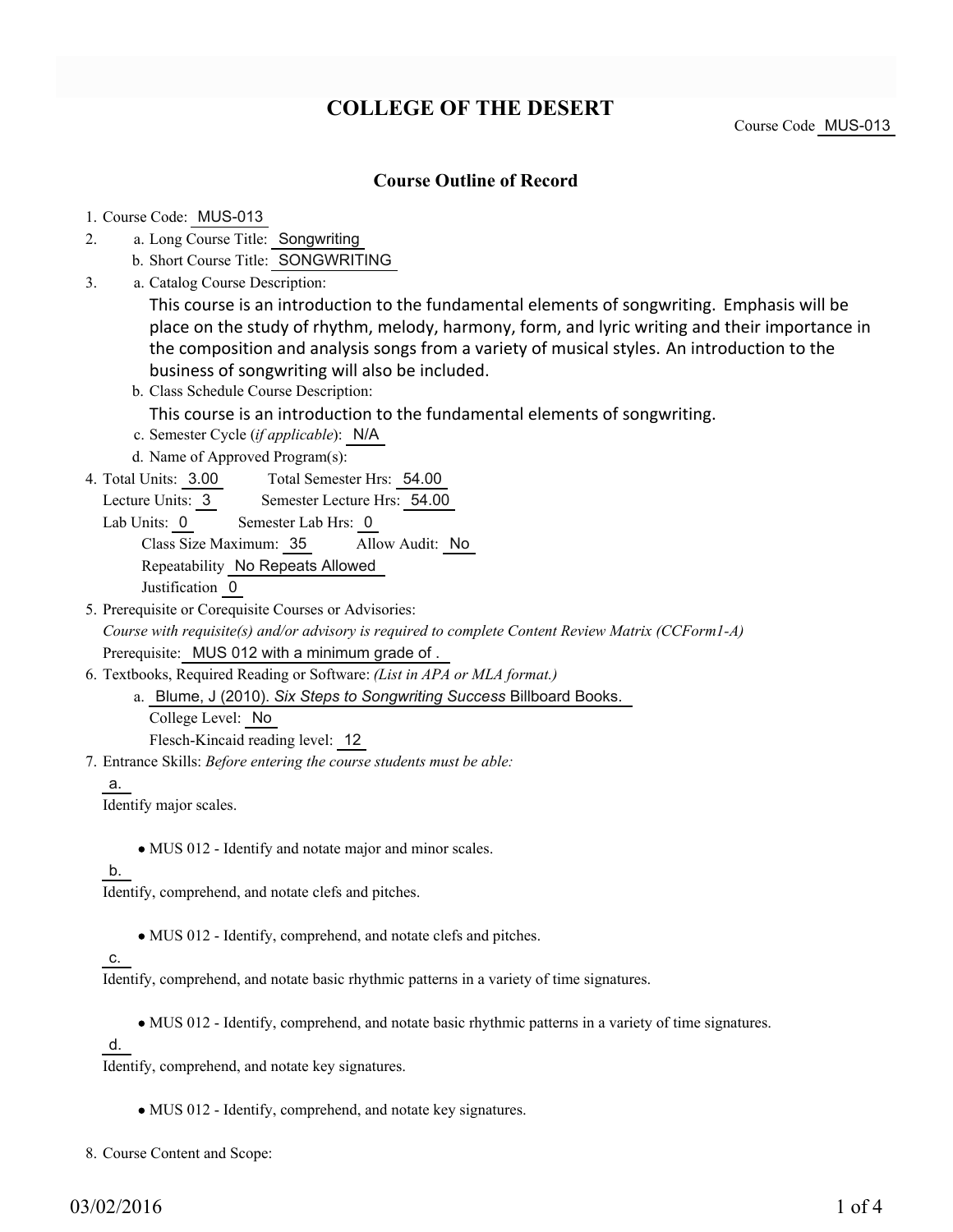# COLLEGE OF THE DESERT

Course Code MUS-013

## Course Outline of Record

1. Course Code: MUS-013
2. a. Long Course Title: Songwriting
   b. Short Course Title: SONGWRITING
3. a. Catalog Course Description:

   This course is an introduction to the fundamental elements of songwriting. Emphasis will be place on the study of rhythm, melody, harmony, form, and lyric writing and their importance in the composition and analysis songs from a variety of musical styles. An introduction to the business of songwriting will also be included.

   b. Class Schedule Course Description:

   This course is an introduction to the fundamental elements of songwriting.

   c. Semester Cycle (*if applicable*): N/A
   d. Name of Approved Program(s):
4. Total Units: 3.00 Total Semester Hrs: 54.00
   Lecture Units: 3 Semester Lecture Hrs: 54.00
   Lab Units: 0 Semester Lab Hrs: 0
   Class Size Maximum: 35 Allow Audit: No
   Repeatability No Repeats Allowed
   Justification 0
5. Prerequisite or Corequisite Courses or Advisories:
   *Course with requisite(s) and/or advisory is required to complete Content Review Matrix (CCForm1-A)*
   Prerequisite: MUS 012 with a minimum grade of .
6. Textbooks, Required Reading or Software: *(List in APA or MLA format.)*
   a. Blume, J (2010). *Six Steps to Songwriting Success* Billboard Books.
      College Level: No
      Flesch-Kincaid reading level: 12
7. Entrance Skills: *Before entering the course students must be able:*

   a.
   Identify major scales.

   - MUS 012 - Identify and notate major and minor scales.

   b.
   Identify, comprehend, and notate clefs and pitches.

   - MUS 012 - Identify, comprehend, and notate clefs and pitches.

   c.
   Identify, comprehend, and notate basic rhythmic patterns in a variety of time signatures.

   - MUS 012 - Identify, comprehend, and notate basic rhythmic patterns in a variety of time signatures.

   d.
   Identify, comprehend, and notate key signatures.

   - MUS 012 - Identify, comprehend, and notate key signatures.

8. Course Content and Scope: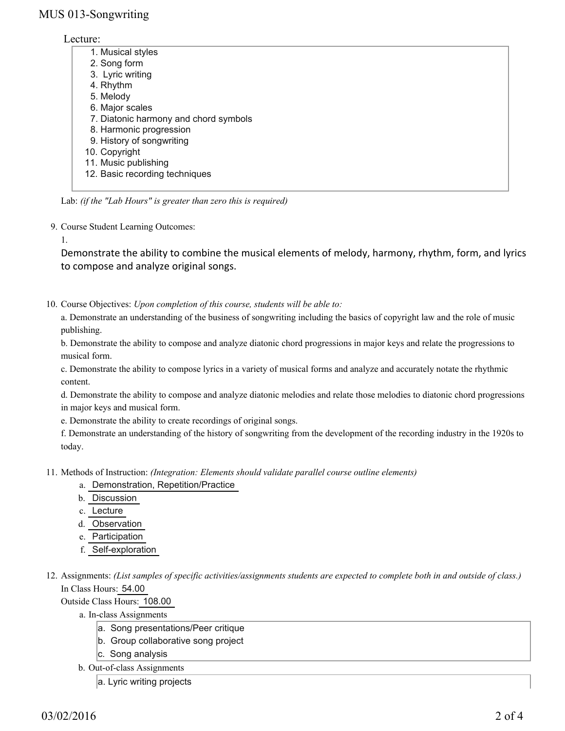Lecture:

1. Musical styles
2. Song form
3. Lyric writing
4. Rhythm
5. Melody
6. Major scales
7. Diatonic harmony and chord symbols
8. Harmonic progression
9. History of songwriting
10. Copyright
11. Music publishing
12. Basic recording techniques

Lab: *(if the "Lab Hours" is greater than zero this is required)*

9. Course Student Learning Outcomes:

   1.

   Demonstrate the ability to combine the musical elements of melody, harmony, rhythm, form, and lyrics to compose and analyze original songs.

10. Course Objectives: *Upon completion of this course, students will be able to:*

    a. Demonstrate an understanding of the business of songwriting including the basics of copyright law and the role of music publishing.

    b. Demonstrate the ability to compose and analyze diatonic chord progressions in major keys and relate the progressions to musical form.

    c. Demonstrate the ability to compose lyrics in a variety of musical forms and analyze and accurately notate the rhythmic content.

    d. Demonstrate the ability to compose and analyze diatonic melodies and relate those melodies to diatonic chord progressions in major keys and musical form.

    e. Demonstrate the ability to create recordings of original songs.

    f. Demonstrate an understanding of the history of songwriting from the development of the recording industry in the 1920s to today.

11. Methods of Instruction: *(Integration: Elements should validate parallel course outline elements)*

    a. Demonstration, Repetition/Practice
    b. Discussion
    c. Lecture
    d. Observation
    e. Participation
    f. Self-exploration

12. Assignments: *(List samples of specific activities/assignments students are expected to complete both in and outside of class.)*

    In Class Hours: 54.00

    Outside Class Hours: 108.00

    a. In-class Assignments

       a. Song presentations/Peer critique
       b. Group collaborative song project
       c. Song analysis

    b. Out-of-class Assignments

       a. Lyric writing projects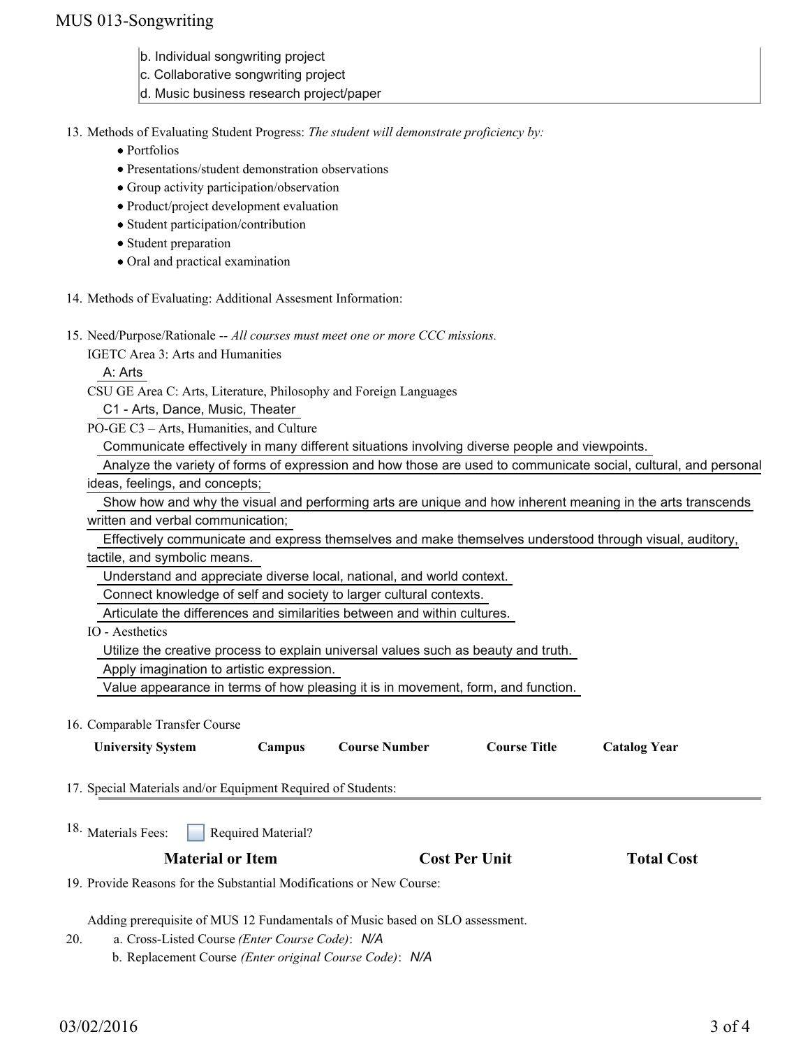b. Individual songwriting project
c. Collaborative songwriting project
d. Music business research project/paper

13. Methods of Evaluating Student Progress: *The student will demonstrate proficiency by:*
    - Portfolios
    - Presentations/student demonstration observations
    - Group activity participation/observation
    - Product/project development evaluation
    - Student participation/contribution
    - Student preparation
    - Oral and practical examination

14. Methods of Evaluating: Additional Assesment Information:

15. Need/Purpose/Rationale -- *All courses must meet one or more CCC missions.*

    IGETC Area 3: Arts and Humanities

    A: Arts

    CSU GE Area C: Arts, Literature, Philosophy and Foreign Languages

    C1 - Arts, Dance, Music, Theater

    PO-GE C3 – Arts, Humanities, and Culture

    Communicate effectively in many different situations involving diverse people and viewpoints.

    Analyze the variety of forms of expression and how those are used to communicate social, cultural, and personal ideas, feelings, and concepts;

    Show how and why the visual and performing arts are unique and how inherent meaning in the arts transcends written and verbal communication;

    Effectively communicate and express themselves and make themselves understood through visual, auditory, tactile, and symbolic means.

    Understand and appreciate diverse local, national, and world context.

    Connect knowledge of self and society to larger cultural contexts.

    Articulate the differences and similarities between and within cultures.

    IO - Aesthetics

    Utilize the creative process to explain universal values such as beauty and truth.

    Apply imagination to artistic expression.

    Value appearance in terms of how pleasing it is in movement, form, and function.

16. Comparable Transfer Course

| University System | Campus | Course Number | Course Title | Catalog Year |
|---|---|---|---|---|

17. Special Materials and/or Equipment Required of Students:

18. Materials Fees: ☐ Required Material?

| Material or Item | Cost Per Unit | Total Cost |
|---|---|---|

19. Provide Reasons for the Substantial Modifications or New Course:

    Adding prerequisite of MUS 12 Fundamentals of Music based on SLO assessment.

20. a. Cross-Listed Course *(Enter Course Code)*: *N/A*
    b. Replacement Course *(Enter original Course Code)*: *N/A*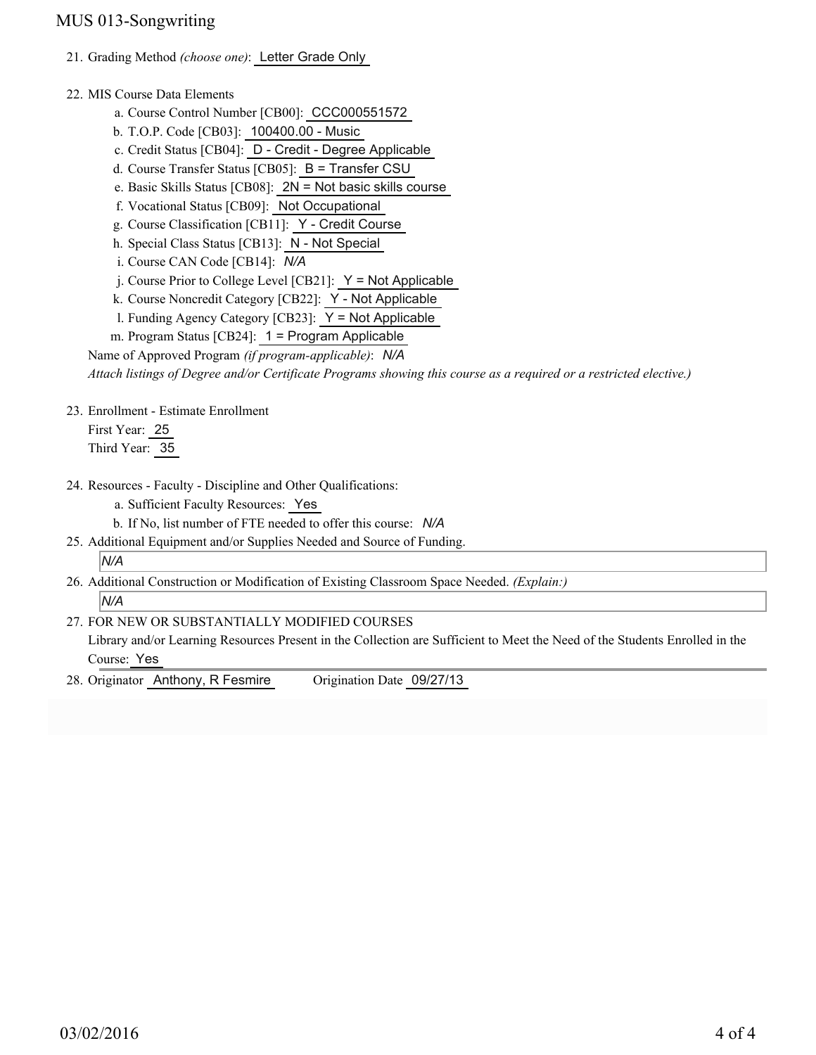21. Grading Method *(choose one)*: Letter Grade Only

22. MIS Course Data Elements
    - a. Course Control Number [CB00]: CCC000551572
    - b. T.O.P. Code [CB03]: 100400.00 - Music
    - c. Credit Status [CB04]: D - Credit - Degree Applicable
    - d. Course Transfer Status [CB05]: B = Transfer CSU
    - e. Basic Skills Status [CB08]: 2N = Not basic skills course
    - f. Vocational Status [CB09]: Not Occupational
    - g. Course Classification [CB11]: Y - Credit Course
    - h. Special Class Status [CB13]: N - Not Special
    - i. Course CAN Code [CB14]: *N/A*
    - j. Course Prior to College Level [CB21]: Y = Not Applicable
    - k. Course Noncredit Category [CB22]: Y - Not Applicable
    - l. Funding Agency Category [CB23]: Y = Not Applicable
    - m. Program Status [CB24]: 1 = Program Applicable

    Name of Approved Program *(if program-applicable)*: *N/A*

    *Attach listings of Degree and/or Certificate Programs showing this course as a required or a restricted elective.)*

23. Enrollment - Estimate Enrollment

    First Year: 25

    Third Year: 35

24. Resources - Faculty - Discipline and Other Qualifications:
    - a. Sufficient Faculty Resources: Yes
    - b. If No, list number of FTE needed to offer this course: *N/A*

25. Additional Equipment and/or Supplies Needed and Source of Funding.

    *N/A*

26. Additional Construction or Modification of Existing Classroom Space Needed. *(Explain:)*

    *N/A*

27. FOR NEW OR SUBSTANTIALLY MODIFIED COURSES

    Library and/or Learning Resources Present in the Collection are Sufficient to Meet the Need of the Students Enrolled in the Course: Yes

28. Originator Anthony, R Fesmire Origination Date 09/27/13